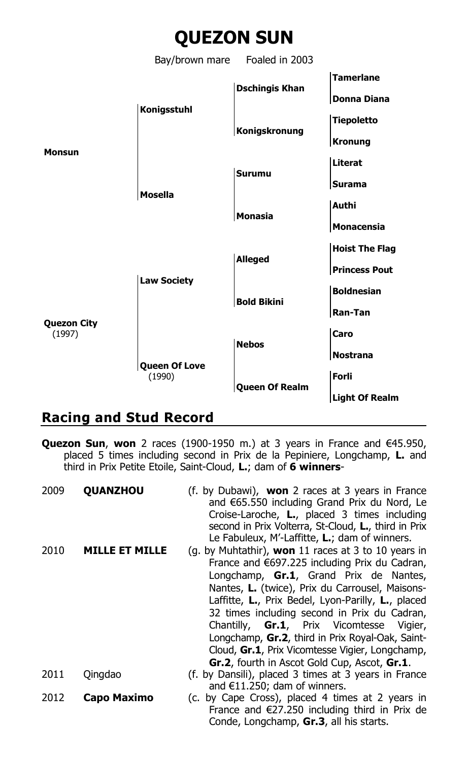# QUEZON SUN

Bay/brown mare Foaled in 2003

| | | | |
|---|---|---|---|
| **Monsun** | **Konigsstuhl** | **Dschingis Khan** | **Tamerlane** |
| | | | **Donna Diana** |
| | | **Konigskronung** | **Tiepoletto** |
| | | | **Kronung** |
| | **Mosella** | **Surumu** | **Literat** |
| | | | **Surama** |
| | | **Monasia** | **Authi** |
| | | | **Monacensia** |
| **Quezon City** (1997) | **Law Society** | **Alleged** | **Hoist The Flag** |
| | | | **Princess Pout** |
| | | **Bold Bikini** | **Boldnesian** |
| | | | **Ran-Tan** |
| | **Queen Of Love** (1990) | **Nebos** | **Caro** |
| | | | **Nostrana** |
| | | **Queen Of Realm** | **Forli** |
| | | | **Light Of Realm** |

## Racing and Stud Record

**Quezon Sun**, **won** 2 races (1900-1950 m.) at 3 years in France and €45.950, placed 5 times including second in Prix de la Pepiniere, Longchamp, **L.** and third in Prix Petite Etoile, Saint-Cloud, **L.**; dam of **6 winners**-

2009 **QUANZHOU** (f. by Dubawi), **won** 2 races at 3 years in France and €65.550 including Grand Prix du Nord, Le Croise-Laroche, **L.**, placed 3 times including second in Prix Volterra, St-Cloud, **L.**, third in Prix Le Fabuleux, M'-Laffitte, **L.**; dam of winners.

2010 **MILLE ET MILLE** (g. by Muhtathir), **won** 11 races at 3 to 10 years in France and €697.225 including Prix du Cadran, Longchamp, **Gr.1**, Grand Prix de Nantes, Nantes, **L.** (twice), Prix du Carrousel, Maisons-Laffitte, **L.**, Prix Bedel, Lyon-Parilly, **L.**, placed 32 times including second in Prix du Cadran, Chantilly, **Gr.1**, Prix Vicomtesse Vigier, Longchamp, **Gr.2**, third in Prix Royal-Oak, Saint-Cloud, **Gr.1**, Prix Vicomtesse Vigier, Longchamp, **Gr.2**, fourth in Ascot Gold Cup, Ascot, **Gr.1**.

2011 Qingdao (f. by Dansili), placed 3 times at 3 years in France and €11.250; dam of winners.

2012 **Capo Maximo** (c. by Cape Cross), placed 4 times at 2 years in France and €27.250 including third in Prix de Conde, Longchamp, **Gr.3**, all his starts.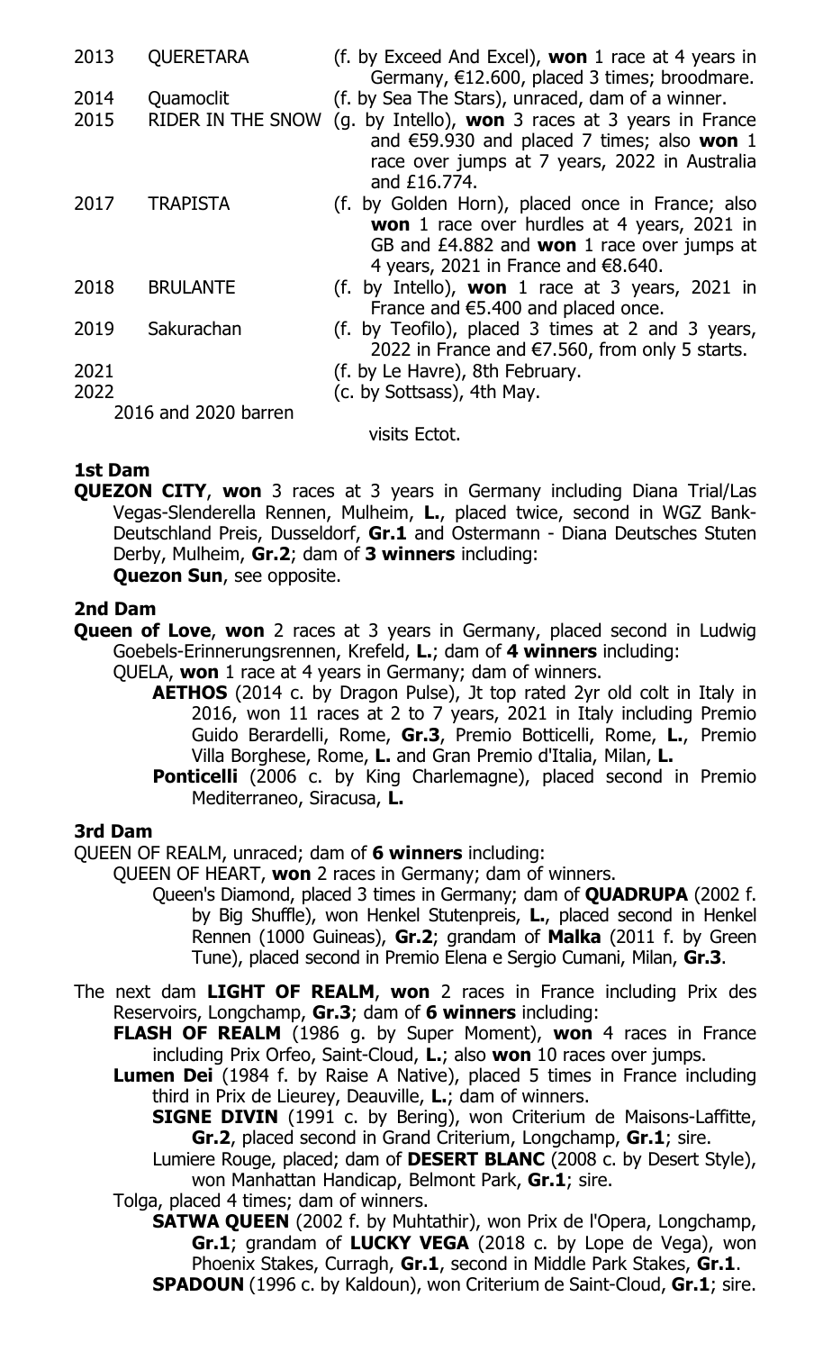| | | |
|---|---|---|
| 2013 | QUERETARA | (f. by Exceed And Excel), **won** 1 race at 4 years in Germany, €12.600, placed 3 times; broodmare. |
| 2014 | Quamoclit | (f. by Sea The Stars), unraced, dam of a winner. |
| 2015 | RIDER IN THE SNOW | (g. by Intello), **won** 3 races at 3 years in France and €59.930 and placed 7 times; also **won** 1 race over jumps at 7 years, 2022 in Australia and £16.774. |
| 2017 | TRAPISTA | (f. by Golden Horn), placed once in France; also **won** 1 race over hurdles at 4 years, 2021 in GB and £4.882 and **won** 1 race over jumps at 4 years, 2021 in France and €8.640. |
| 2018 | BRULANTE | (f. by Intello), **won** 1 race at 3 years, 2021 in France and €5.400 and placed once. |
| 2019 | Sakurachan | (f. by Teofilo), placed 3 times at 2 and 3 years, 2022 in France and €7.560, from only 5 starts. |
| 2021 | | (f. by Le Havre), 8th February. |
| 2022 | | (c. by Sottsass), 4th May. |

2016 and 2020 barren

visits Ectot.

## 1st Dam

**QUEZON CITY**, **won** 3 races at 3 years in Germany including Diana Trial/Las Vegas-Slenderella Rennen, Mulheim, **L.**, placed twice, second in WGZ Bank-Deutschland Preis, Dusseldorf, **Gr.1** and Ostermann - Diana Deutsches Stuten Derby, Mulheim, **Gr.2**; dam of **3 winners** including:

**Quezon Sun**, see opposite.

## 2nd Dam

**Queen of Love**, **won** 2 races at 3 years in Germany, placed second in Ludwig Goebels-Erinnerungsrennen, Krefeld, **L.**; dam of **4 winners** including:

QUELA, **won** 1 race at 4 years in Germany; dam of winners.

**AETHOS** (2014 c. by Dragon Pulse), Jt top rated 2yr old colt in Italy in 2016, won 11 races at 2 to 7 years, 2021 in Italy including Premio Guido Berardelli, Rome, **Gr.3**, Premio Botticelli, Rome, **L.**, Premio Villa Borghese, Rome, **L.** and Gran Premio d'Italia, Milan, **L.**

**Ponticelli** (2006 c. by King Charlemagne), placed second in Premio Mediterraneo, Siracusa, **L.**

## 3rd Dam

QUEEN OF REALM, unraced; dam of **6 winners** including:

QUEEN OF HEART, **won** 2 races in Germany; dam of winners.

Queen's Diamond, placed 3 times in Germany; dam of **QUADRUPA** (2002 f. by Big Shuffle), won Henkel Stutenpreis, **L.**, placed second in Henkel Rennen (1000 Guineas), **Gr.2**; grandam of **Malka** (2011 f. by Green Tune), placed second in Premio Elena e Sergio Cumani, Milan, **Gr.3**.

The next dam **LIGHT OF REALM**, **won** 2 races in France including Prix des Reservoirs, Longchamp, **Gr.3**; dam of **6 winners** including:

**FLASH OF REALM** (1986 g. by Super Moment), **won** 4 races in France including Prix Orfeo, Saint-Cloud, **L.**; also **won** 10 races over jumps.

**Lumen Dei** (1984 f. by Raise A Native), placed 5 times in France including third in Prix de Lieurey, Deauville, **L.**; dam of winners.

**SIGNE DIVIN** (1991 c. by Bering), won Criterium de Maisons-Laffitte, **Gr.2**, placed second in Grand Criterium, Longchamp, **Gr.1**; sire.

Lumiere Rouge, placed; dam of **DESERT BLANC** (2008 c. by Desert Style), won Manhattan Handicap, Belmont Park, **Gr.1**; sire.

Tolga, placed 4 times; dam of winners.

**SATWA QUEEN** (2002 f. by Muhtathir), won Prix de l'Opera, Longchamp, **Gr.1**; grandam of **LUCKY VEGA** (2018 c. by Lope de Vega), won Phoenix Stakes, Curragh, **Gr.1**, second in Middle Park Stakes, **Gr.1**.

**SPADOUN** (1996 c. by Kaldoun), won Criterium de Saint-Cloud, **Gr.1**; sire.